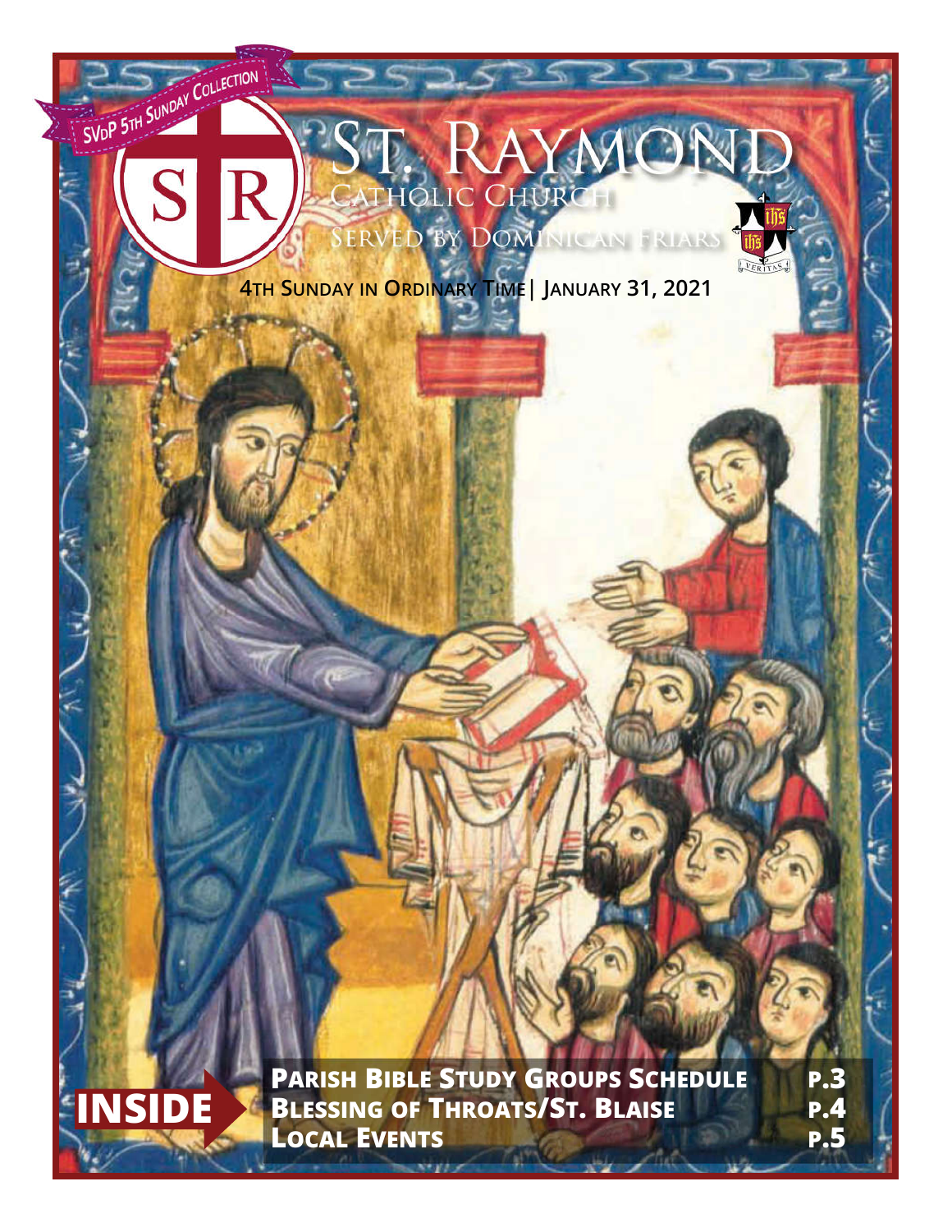SVdP 5th Sunday Collection

SR

# St. Raymond

Catholic Church

Served by Dominican Friars

VERITAS

**4th Sunday in Ordinary Time | January 31, 2021**

**INSIDE**

| | |
|---|---|
| **Parish Bible Study Groups Schedule** | **p.3** |
| **Blessing of Throats/St. Blaise** | **p.4** |
| **Local Events** | **p.5** |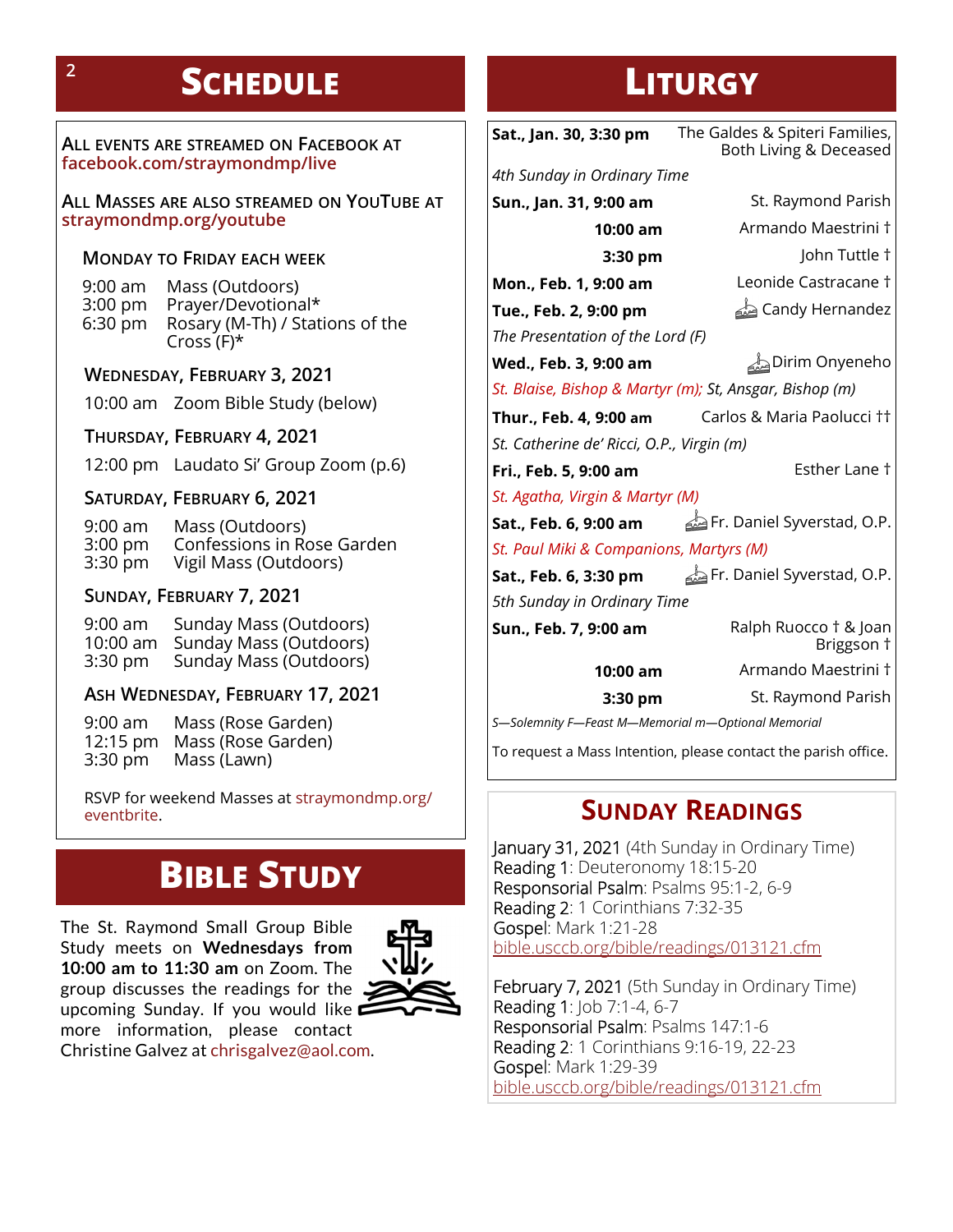# SCHEDULE

ALL EVENTS ARE STREAMED ON FACEBOOK AT **facebook.com/straymondmp/live**

ALL MASSES ARE ALSO STREAMED ON YOUTUBE AT **straymondmp.org/youtube**

### MONDAY TO FRIDAY EACH WEEK

| | |
|---|---|
| 9:00 am | Mass (Outdoors) |
| 3:00 pm | Prayer/Devotional* |
| 6:30 pm | Rosary (M-Th) / Stations of the Cross (F)* |

### WEDNESDAY, FEBRUARY 3, 2021

| | |
|---|---|
| 10:00 am | Zoom Bible Study (below) |

### THURSDAY, FEBRUARY 4, 2021

| | |
|---|---|
| 12:00 pm | Laudato Si' Group Zoom (p.6) |

### SATURDAY, FEBRUARY 6, 2021

| | |
|---|---|
| 9:00 am | Mass (Outdoors) |
| 3:00 pm | Confessions in Rose Garden |
| 3:30 pm | Vigil Mass (Outdoors) |

### SUNDAY, FEBRUARY 7, 2021

| | |
|---|---|
| 9:00 am | Sunday Mass (Outdoors) |
| 10:00 am | Sunday Mass (Outdoors) |
| 3:30 pm | Sunday Mass (Outdoors) |

### ASH WEDNESDAY, FEBRUARY 17, 2021

| | |
|---|---|
| 9:00 am | Mass (Rose Garden) |
| 12:15 pm | Mass (Rose Garden) |
| 3:30 pm | Mass (Lawn) |

RSVP for weekend Masses at straymondmp.org/eventbrite.

# BIBLE STUDY

The St. Raymond Small Group Bible Study meets on **Wednesdays from 10:00 am to 11:30 am** on Zoom. The group discusses the readings for the upcoming Sunday. If you would like more information, please contact Christine Galvez at chrisgalvez@aol.com.

# LITURGY

| | |
|---|---|
| **Sat., Jan. 30, 3:30 pm** | The Galdes & Spiteri Families, Both Living & Deceased |
| *4th Sunday in Ordinary Time* | |
| **Sun., Jan. 31, 9:00 am** | St. Raymond Parish |
| **10:00 am** | Armando Maestrini † |
| **3:30 pm** | John Tuttle † |
| **Mon., Feb. 1, 9:00 am** | Leonide Castracane † |
| **Tue., Feb. 2, 9:00 pm** | Candy Hernandez |
| *The Presentation of the Lord (F)* | |
| **Wed., Feb. 3, 9:00 am** | Dirim Onyeneho |
| *St. Blaise, Bishop & Martyr (m); St, Ansgar, Bishop (m)* | |
| **Thur., Feb. 4, 9:00 am** | Carlos & Maria Paolucci †† |
| *St. Catherine de' Ricci, O.P., Virgin (m)* | |
| **Fri., Feb. 5, 9:00 am** | Esther Lane † |
| *St. Agatha, Virgin & Martyr (M)* | |
| **Sat., Feb. 6, 9:00 am** | Fr. Daniel Syverstad, O.P. |
| *St. Paul Miki & Companions, Martyrs (M)* | |
| **Sat., Feb. 6, 3:30 pm** | Fr. Daniel Syverstad, O.P. |
| *5th Sunday in Ordinary Time* | |
| **Sun., Feb. 7, 9:00 am** | Ralph Ruocco † & Joan Briggson † |
| **10:00 am** | Armando Maestrini † |
| **3:30 pm** | St. Raymond Parish |

*S—Solemnity F—Feast M—Memorial m—Optional Memorial*

To request a Mass Intention, please contact the parish office.

# SUNDAY READINGS

January 31, 2021 (4th Sunday in Ordinary Time)
Reading 1: Deuteronomy 18:15-20
Responsorial Psalm: Psalms 95:1-2, 6-9
Reading 2: 1 Corinthians 7:32-35
Gospel: Mark 1:21-28
bible.usccb.org/bible/readings/013121.cfm

February 7, 2021 (5th Sunday in Ordinary Time)
Reading 1: Job 7:1-4, 6-7
Responsorial Psalm: Psalms 147:1-6
Reading 2: 1 Corinthians 9:16-19, 22-23
Gospel: Mark 1:29-39
bible.usccb.org/bible/readings/013121.cfm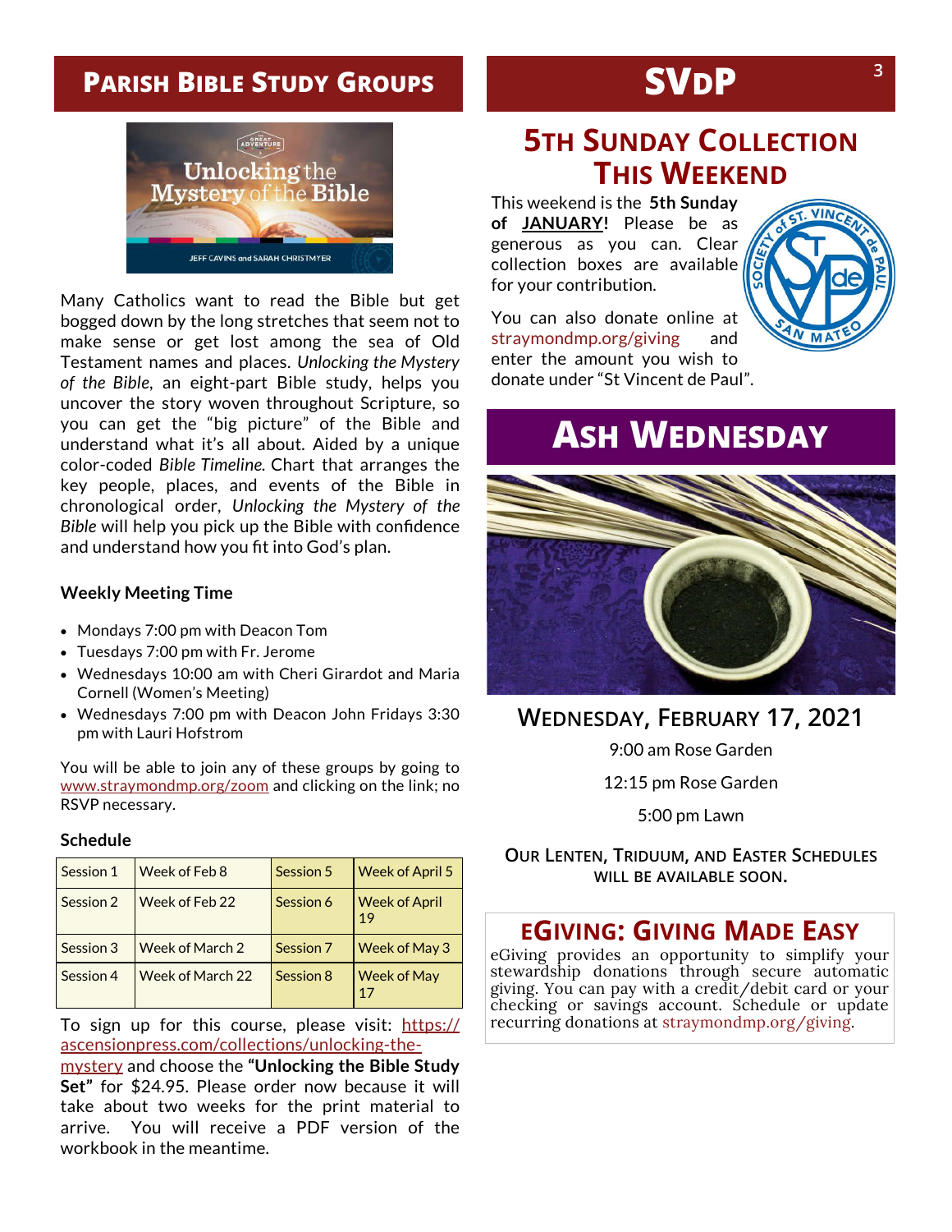# Parish Bible Study Groups

Many Catholics want to read the Bible but get bogged down by the long stretches that seem not to make sense or get lost among the sea of Old Testament names and places. *Unlocking the Mystery of the Bible*, an eight-part Bible study, helps you uncover the story woven throughout Scripture, so you can get the "big picture" of the Bible and understand what it's all about. Aided by a unique color-coded *Bible Timeline.* Chart that arranges the key people, places, and events of the Bible in chronological order, *Unlocking the Mystery of the Bible* will help you pick up the Bible with confidence and understand how you fit into God's plan.

**Weekly Meeting Time**

- Mondays 7:00 pm with Deacon Tom
- Tuesdays 7:00 pm with Fr. Jerome
- Wednesdays 10:00 am with Cheri Girardot and Maria Cornell (Women's Meeting)
- Wednesdays 7:00 pm with Deacon John Fridays 3:30 pm with Lauri Hofstrom

You will be able to join any of these groups by going to www.straymondmp.org/zoom and clicking on the link; no RSVP necessary.

**Schedule**

| Session 1 | Week of Feb 8 | Session 5 | Week of April 5 |
|---|---|---|---|
| Session 2 | Week of Feb 22 | Session 6 | Week of April 19 |
| Session 3 | Week of March 2 | Session 7 | Week of May 3 |
| Session 4 | Week of March 22 | Session 8 | Week of May 17 |

To sign up for this course, please visit: https://ascensionpress.com/collections/unlocking-the-mystery and choose the **"Unlocking the Bible Study Set"** for $24.95. Please order now because it will take about two weeks for the print material to arrive. You will receive a PDF version of the workbook in the meantime.

# SVdP

## 5th Sunday Collection This Weekend

This weekend is the **5th Sunday of JANUARY!** Please be as generous as you can. Clear collection boxes are available for your contribution.

You can also donate online at straymondmp.org/giving and enter the amount you wish to donate under "St Vincent de Paul".

# Ash Wednesday

## Wednesday, February 17, 2021

9:00 am Rose Garden

12:15 pm Rose Garden

5:00 pm Lawn

**Our Lenten, Triduum, and Easter Schedules will be available soon.**

## eGiving: Giving Made Easy

eGiving provides an opportunity to simplify your stewardship donations through secure automatic giving. You can pay with a credit/debit card or your checking or savings account. Schedule or update recurring donations at straymondmp.org/giving.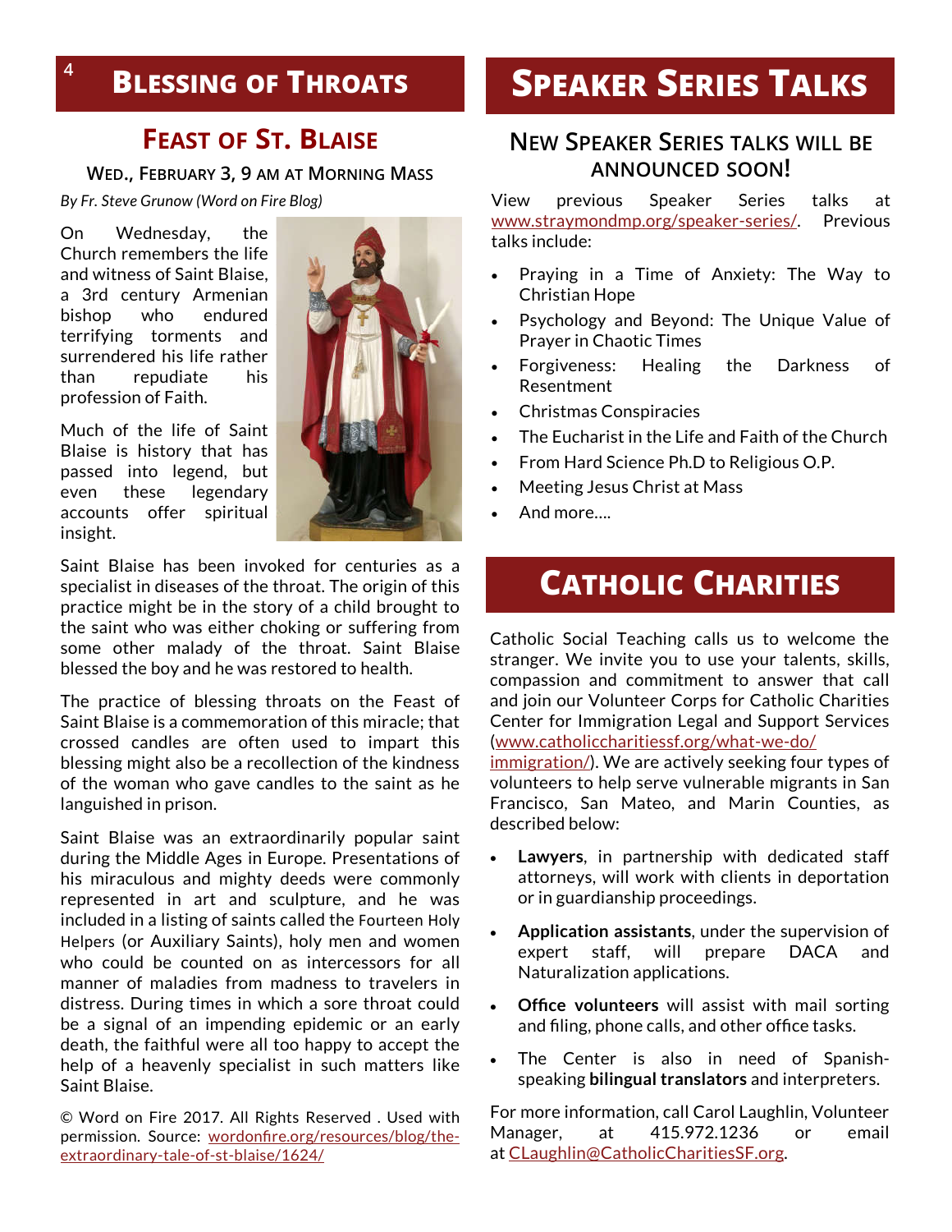# Blessing of Throats

## Feast of St. Blaise

### Wed., February 3, 9 am at Morning Mass

*By Fr. Steve Grunow (Word on Fire Blog)*

On Wednesday, the Church remembers the life and witness of Saint Blaise, a 3rd century Armenian bishop who endured terrifying torments and surrendered his life rather than repudiate his profession of Faith.

Much of the life of Saint Blaise is history that has passed into legend, but even these legendary accounts offer spiritual insight.

Saint Blaise has been invoked for centuries as a specialist in diseases of the throat. The origin of this practice might be in the story of a child brought to the saint who was either choking or suffering from some other malady of the throat. Saint Blaise blessed the boy and he was restored to health.

The practice of blessing throats on the Feast of Saint Blaise is a commemoration of this miracle; that crossed candles are often used to impart this blessing might also be a recollection of the kindness of the woman who gave candles to the saint as he languished in prison.

Saint Blaise was an extraordinarily popular saint during the Middle Ages in Europe. Presentations of his miraculous and mighty deeds were commonly represented in art and sculpture, and he was included in a listing of saints called the Fourteen Holy Helpers (or Auxiliary Saints), holy men and women who could be counted on as intercessors for all manner of maladies from madness to travelers in distress. During times in which a sore throat could be a signal of an impending epidemic or an early death, the faithful were all too happy to accept the help of a heavenly specialist in such matters like Saint Blaise.

© Word on Fire 2017. All Rights Reserved . Used with permission. Source: wordonfire.org/resources/blog/the-extraordinary-tale-of-st-blaise/1624/

# Speaker Series Talks

## New Speaker Series talks will be announced soon!

View previous Speaker Series talks at www.straymondmp.org/speaker-series/. Previous talks include:

- Praying in a Time of Anxiety: The Way to Christian Hope
- Psychology and Beyond: The Unique Value of Prayer in Chaotic Times
- Forgiveness: Healing the Darkness of Resentment
- Christmas Conspiracies
- The Eucharist in the Life and Faith of the Church
- From Hard Science Ph.D to Religious O.P.
- Meeting Jesus Christ at Mass
- And more….

# Catholic Charities

Catholic Social Teaching calls us to welcome the stranger. We invite you to use your talents, skills, compassion and commitment to answer that call and join our Volunteer Corps for Catholic Charities Center for Immigration Legal and Support Services (www.catholiccharitiessf.org/what-we-do/immigration/). We are actively seeking four types of volunteers to help serve vulnerable migrants in San Francisco, San Mateo, and Marin Counties, as described below:

- **Lawyers**, in partnership with dedicated staff attorneys, will work with clients in deportation or in guardianship proceedings.
- **Application assistants**, under the supervision of expert staff, will prepare DACA and Naturalization applications.
- **Office volunteers** will assist with mail sorting and filing, phone calls, and other office tasks.
- The Center is also in need of Spanish-speaking **bilingual translators** and interpreters.

For more information, call Carol Laughlin, Volunteer Manager, at 415.972.1236 or email at CLaughlin@CatholicCharitiesSF.org.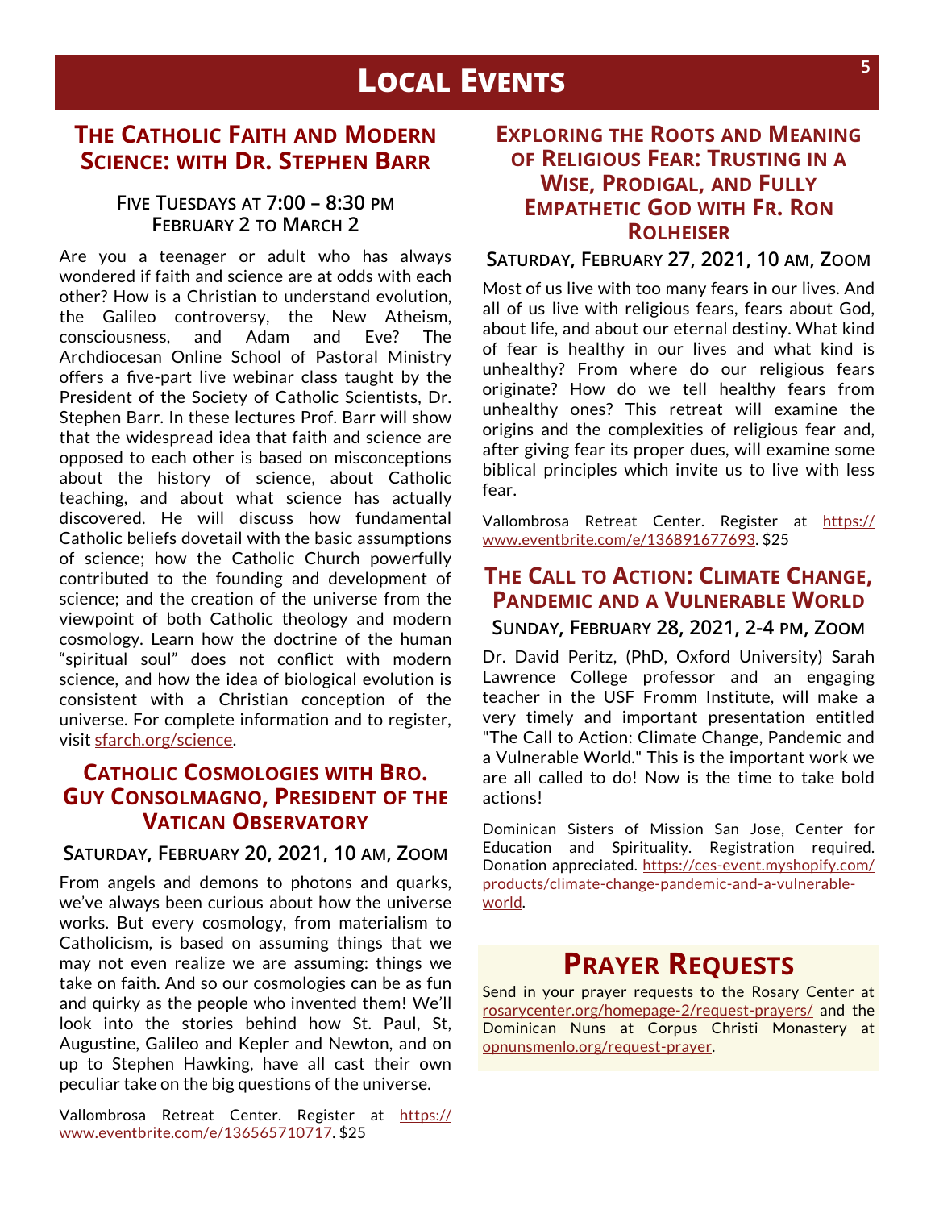# Local Events

## The Catholic Faith and Modern Science: with Dr. Stephen Barr

### Five Tuesdays at 7:00 – 8:30 pm February 2 to March 2

Are you a teenager or adult who has always wondered if faith and science are at odds with each other? How is a Christian to understand evolution, the Galileo controversy, the New Atheism, consciousness, and Adam and Eve? The Archdiocesan Online School of Pastoral Ministry offers a five-part live webinar class taught by the President of the Society of Catholic Scientists, Dr. Stephen Barr. In these lectures Prof. Barr will show that the widespread idea that faith and science are opposed to each other is based on misconceptions about the history of science, about Catholic teaching, and about what science has actually discovered. He will discuss how fundamental Catholic beliefs dovetail with the basic assumptions of science; how the Catholic Church powerfully contributed to the founding and development of science; and the creation of the universe from the viewpoint of both Catholic theology and modern cosmology. Learn how the doctrine of the human "spiritual soul" does not conflict with modern science, and how the idea of biological evolution is consistent with a Christian conception of the universe. For complete information and to register, visit sfarch.org/science.

## Catholic Cosmologies with Bro. Guy Consolmagno, President of the Vatican Observatory

### Saturday, February 20, 2021, 10 am, Zoom

From angels and demons to photons and quarks, we've always been curious about how the universe works. But every cosmology, from materialism to Catholicism, is based on assuming things that we may not even realize we are assuming: things we take on faith. And so our cosmologies can be as fun and quirky as the people who invented them! We'll look into the stories behind how St. Paul, St, Augustine, Galileo and Kepler and Newton, and on up to Stephen Hawking, have all cast their own peculiar take on the big questions of the universe.

Vallombrosa Retreat Center. Register at https://www.eventbrite.com/e/136565710717. $25

## Exploring the Roots and Meaning of Religious Fear: Trusting in a Wise, Prodigal, and Fully Empathetic God with Fr. Ron Rolheiser

### Saturday, February 27, 2021, 10 am, Zoom

Most of us live with too many fears in our lives. And all of us live with religious fears, fears about God, about life, and about our eternal destiny. What kind of fear is healthy in our lives and what kind is unhealthy? From where do our religious fears originate? How do we tell healthy fears from unhealthy ones? This retreat will examine the origins and the complexities of religious fear and, after giving fear its proper dues, will examine some biblical principles which invite us to live with less fear.

Vallombrosa Retreat Center. Register at https://www.eventbrite.com/e/136891677693. $25

## The Call to Action: Climate Change, Pandemic and a Vulnerable World

### Sunday, February 28, 2021, 2-4 pm, Zoom

Dr. David Peritz, (PhD, Oxford University) Sarah Lawrence College professor and an engaging teacher in the USF Fromm Institute, will make a very timely and important presentation entitled "The Call to Action: Climate Change, Pandemic and a Vulnerable World." This is the important work we are all called to do! Now is the time to take bold actions!

Dominican Sisters of Mission San Jose, Center for Education and Spirituality. Registration required. Donation appreciated. https://ces-event.myshopify.com/products/climate-change-pandemic-and-a-vulnerable-world.

# Prayer Requests

Send in your prayer requests to the Rosary Center at rosarycenter.org/homepage-2/request-prayers/ and the Dominican Nuns at Corpus Christi Monastery at opnunsmenlo.org/request-prayer.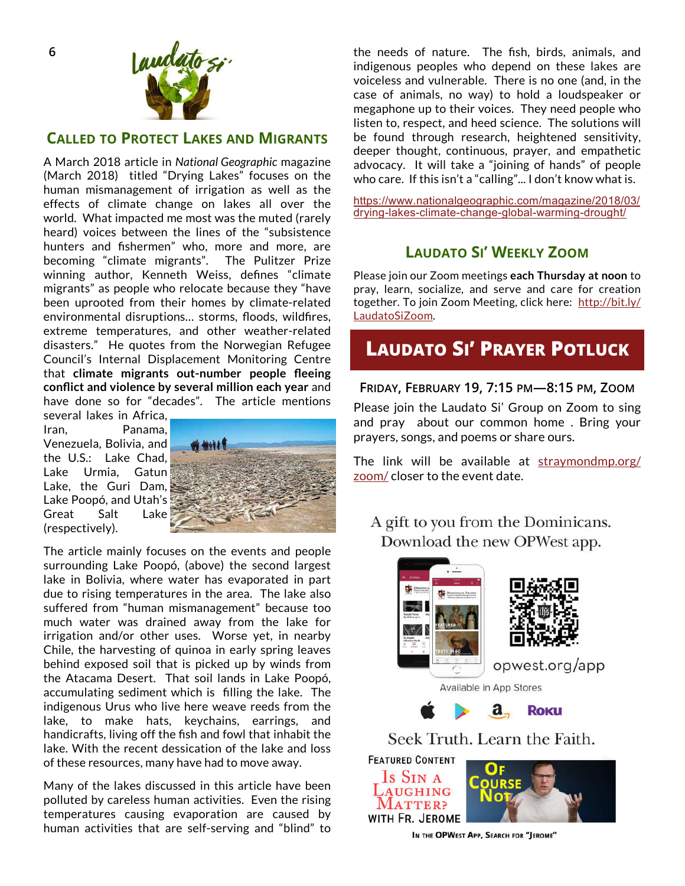## Called to Protect Lakes and Migrants

A March 2018 article in *National Geographic* magazine (March 2018) titled "Drying Lakes" focuses on the human mismanagement of irrigation as well as the effects of climate change on lakes all over the world. What impacted me most was the muted (rarely heard) voices between the lines of the "subsistence hunters and fishermen" who, more and more, are becoming "climate migrants". The Pulitzer Prize winning author, Kenneth Weiss, defines "climate migrants" as people who relocate because they "have been uprooted from their homes by climate-related environmental disruptions… storms, floods, wildfires, extreme temperatures, and other weather-related disasters." He quotes from the Norwegian Refugee Council's Internal Displacement Monitoring Centre that **climate migrants out-number people fleeing conflict and violence by several million each year** and have done so for "decades". The article mentions several lakes in Africa, Iran, Panama, Venezuela, Bolivia, and the U.S.: Lake Chad, Lake Urmia, Gatun Lake, the Guri Dam, Lake Poopó, and Utah's Great Salt Lake (respectively).

The article mainly focuses on the events and people surrounding Lake Poopó, (above) the second largest lake in Bolivia, where water has evaporated in part due to rising temperatures in the area. The lake also suffered from "human mismanagement" because too much water was drained away from the lake for irrigation and/or other uses. Worse yet, in nearby Chile, the harvesting of quinoa in early spring leaves behind exposed soil that is picked up by winds from the Atacama Desert. That soil lands in Lake Poopó, accumulating sediment which is filling the lake. The indigenous Urus who live here weave reeds from the lake, to make hats, keychains, earrings, and handicrafts, living off the fish and fowl that inhabit the lake. With the recent dessication of the lake and loss of these resources, many have had to move away.

Many of the lakes discussed in this article have been polluted by careless human activities. Even the rising temperatures causing evaporation are caused by human activities that are self-serving and "blind" to the needs of nature. The fish, birds, animals, and indigenous peoples who depend on these lakes are voiceless and vulnerable. There is no one (and, in the case of animals, no way) to hold a loudspeaker or megaphone up to their voices. They need people who listen to, respect, and heed science. The solutions will be found through research, heightened sensitivity, deeper thought, continuous, prayer, and empathetic advocacy. It will take a "joining of hands" of people who care. If this isn't a "calling"... I don't know what is.

https://www.nationalgeographic.com/magazine/2018/03/drying-lakes-climate-change-global-warming-drought/

## Laudato Si' Weekly Zoom

Please join our Zoom meetings **each Thursday at noon** to pray, learn, socialize, and serve and care for creation together. To join Zoom Meeting, click here: http://bit.ly/LaudatoSiZoom.

## Laudato Si' Prayer Potluck

### Friday, February 19, 7:15 pm—8:15 pm, Zoom

Please join the Laudato Si' Group on Zoom to sing and pray about our common home . Bring your prayers, songs, and poems or share ours.

The link will be available at straymondmp.org/zoom/ closer to the event date.

A gift to you from the Dominicans. Download the new OPWest app.

opwest.org/app

Available in App Stores

Seek Truth. Learn the Faith.

Featured Content

Is Sin a Laughing Matter? with Fr. Jerome

Of Course Not

In the OPWest App, Search for "Jerome"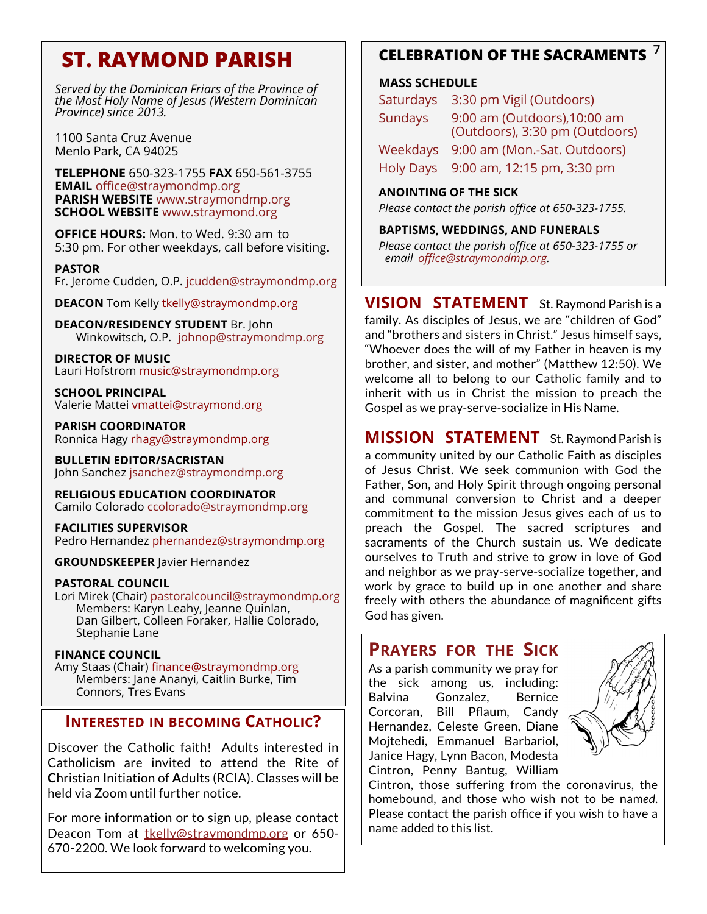# ST. RAYMOND PARISH

*Served by the Dominican Friars of the Province of the Most Holy Name of Jesus (Western Dominican Province) since 2013.*

1100 Santa Cruz Avenue
Menlo Park, CA 94025

**TELEPHONE** 650-323-1755 **FAX** 650-561-3755
**EMAIL** office@straymondmp.org
**PARISH WEBSITE** www.straymondmp.org
**SCHOOL WEBSITE** www.straymond.org

**OFFICE HOURS:** Mon. to Wed. 9:30 am to 5:30 pm. For other weekdays, call before visiting.

**PASTOR**
Fr. Jerome Cudden, O.P. jcudden@straymondmp.org

**DEACON** Tom Kelly tkelly@straymondmp.org

**DEACON/RESIDENCY STUDENT** Br. John Winkowitsch, O.P. johnop@straymondmp.org

**DIRECTOR OF MUSIC**
Lauri Hofstrom music@straymondmp.org

**SCHOOL PRINCIPAL**
Valerie Mattei vmattei@straymond.org

**PARISH COORDINATOR**
Ronnica Hagy rhagy@straymondmp.org

**BULLETIN EDITOR/SACRISTAN**
John Sanchez jsanchez@straymondmp.org

**RELIGIOUS EDUCATION COORDINATOR**
Camilo Colorado ccolorado@straymondmp.org

**FACILITIES SUPERVISOR**
Pedro Hernandez phernandez@straymondmp.org

**GROUNDSKEEPER** Javier Hernandez

**PASTORAL COUNCIL**
Lori Mirek (Chair) pastoralcouncil@straymondmp.org
Members: Karyn Leahy, Jeanne Quinlan, Dan Gilbert, Colleen Foraker, Hallie Colorado, Stephanie Lane

**FINANCE COUNCIL**
Amy Staas (Chair) finance@straymondmp.org
Members: Jane Ananyi, Caitlin Burke, Tim Connors, Tres Evans

## INTERESTED IN BECOMING CATHOLIC?

Discover the Catholic faith! Adults interested in Catholicism are invited to attend the **R**ite of **C**hristian **I**nitiation of **A**dults (RCIA). Classes will be held via Zoom until further notice.

For more information or to sign up, please contact Deacon Tom at tkelly@straymondmp.org or 650-670-2200. We look forward to welcoming you.

## CELEBRATION OF THE SACRAMENTS

**MASS SCHEDULE**

| | |
|---|---|
| Saturdays | 3:30 pm Vigil (Outdoors) |
| Sundays | 9:00 am (Outdoors),10:00 am (Outdoors), 3:30 pm (Outdoors) |
| Weekdays | 9:00 am (Mon.-Sat. Outdoors) |
| Holy Days | 9:00 am, 12:15 pm, 3:30 pm |

**ANOINTING OF THE SICK**
*Please contact the parish office at 650-323-1755.*

**BAPTISMS, WEDDINGS, AND FUNERALS**
*Please contact the parish office at 650-323-1755 or email office@straymondmp.org.*

## VISION STATEMENT

St. Raymond Parish is a family. As disciples of Jesus, we are "children of God" and "brothers and sisters in Christ." Jesus himself says, "Whoever does the will of my Father in heaven is my brother, and sister, and mother" (Matthew 12:50). We welcome all to belong to our Catholic family and to inherit with us in Christ the mission to preach the Gospel as we pray-serve-socialize in His Name.

## MISSION STATEMENT

St. Raymond Parish is a community united by our Catholic Faith as disciples of Jesus Christ. We seek communion with God the Father, Son, and Holy Spirit through ongoing personal and communal conversion to Christ and a deeper commitment to the mission Jesus gives each of us to preach the Gospel. The sacred scriptures and sacraments of the Church sustain us. We dedicate ourselves to Truth and strive to grow in love of God and neighbor as we pray-serve-socialize together, and work by grace to build up in one another and share freely with others the abundance of magnificent gifts God has given.

## PRAYERS FOR THE SICK

As a parish community we pray for the sick among us, including: Balvina Gonzalez, Bernice Corcoran, Bill Pflaum, Candy Hernandez, Celeste Green, Diane Mojtehedi, Emmanuel Barbariol, Janice Hagy, Lynn Bacon, Modesta Cintron, Penny Bantug, William Cintron, those suffering from the coronavirus, the homebound, and those who wish not to be named. Please contact the parish office if you wish to have a name added to this list.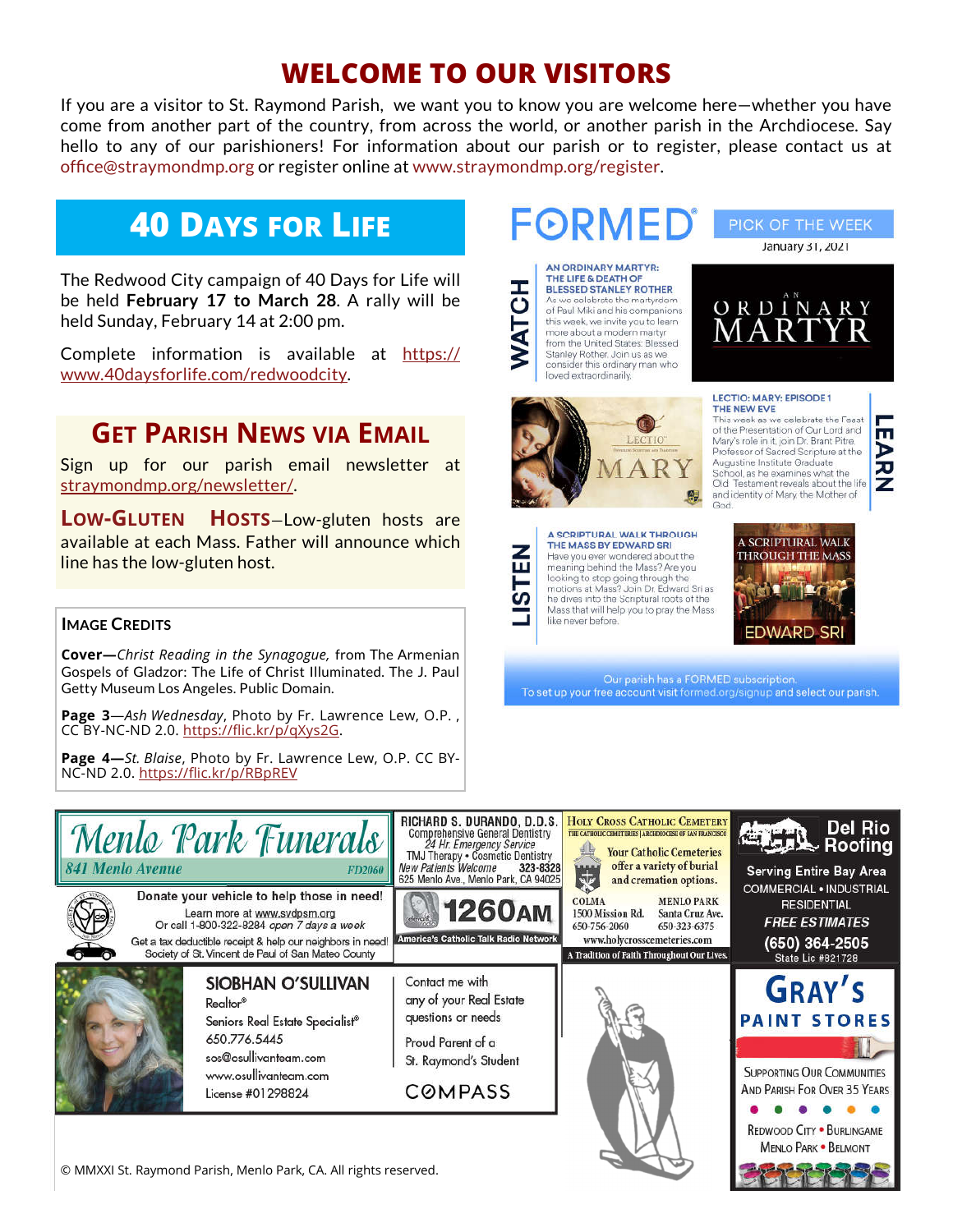# WELCOME TO OUR VISITORS

If you are a visitor to St. Raymond Parish, we want you to know you are welcome here—whether you have come from another part of the country, from across the world, or another parish in the Archdiocese. Say hello to any of our parishioners! For information about our parish or to register, please contact us at office@straymondmp.org or register online at www.straymondmp.org/register.

## 40 Days for Life

The Redwood City campaign of 40 Days for Life will be held **February 17 to March 28**. A rally will be held Sunday, February 14 at 2:00 pm.

Complete information is available at https://www.40daysforlife.com/redwoodcity.

## Get Parish News via Email

Sign up for our parish email newsletter at straymondmp.org/newsletter/.

**Low-Gluten Hosts**—Low-gluten hosts are available at each Mass. Father will announce which line has the low-gluten host.

### Image Credits

**Cover—***Christ Reading in the Synagogue,* from The Armenian Gospels of Gladzor: The Life of Christ Illuminated. The J. Paul Getty Museum Los Angeles. Public Domain.

**Page 3**—*Ash Wednesday*, Photo by Fr. Lawrence Lew, O.P. , CC BY-NC-ND 2.0. https://flic.kr/p/qXys2G.

**Page 4—***St. Blaise*, Photo by Fr. Lawrence Lew, O.P. CC BY-NC-ND 2.0. https://flic.kr/p/RBpREV

## FORMED — PICK OF THE WEEK

January 31, 2021

**WATCH**

**AN ORDINARY MARTYR: THE LIFE & DEATH OF BLESSED STANLEY ROTHER**
As we celebrate the martyrdom of Paul Miki and his companions this week, we invite you to learn more about a modern martyr from the United States: Blessed Stanley Rother. Join us as we consider this ordinary man who loved extraordinarily.

AN ORDINARY MARTYR

**LEARN**

**LECTIO: MARY: EPISODE 1 THE NEW EVE**
This week as we celebrate the Feast of the Presentation of Our Lord and Mary's role in it, join Dr. Brant Pitre, Professor of Sacred Scripture at the Augustine Institute Graduate School, as he examines what the Old Testament reveals about the life and identity of Mary the Mother of God.

LECTIO MARY

**LISTEN**

**A SCRIPTURAL WALK THROUGH THE MASS BY EDWARD SRI**
Have you ever wondered about the meaning behind the Mass? Are you looking to stop going through the motions at Mass? Join Dr. Edward Sri as he dives into the Scriptural roots of the Mass that will help you to pray the Mass like never before.

A SCRIPTURAL WALK THROUGH THE MASS — EDWARD SRI

Our parish has a FORMED subscription.
To set up your free account visit formed.org/signup and select our parish.

---

**Menlo Park Funerals**
841 Menlo Avenue — FD2060

**Donate your vehicle to help those in need!**
Learn more at www.svdpsm.org
Or call 1-800-322-8284 *open 7 days a week*
Get a tax deductible receipt & help our neighbors in need!
Society of St. Vincent de Paul of San Mateo County

**RICHARD S. DURANDO, D.D.S.**
Comprehensive General Dentistry
*24 Hr. Emergency Service*
TMJ Therapy • Cosmetic Dentistry
*New Patients Welcome* 323-8328
625 Menlo Ave., Menlo Park, CA 94025

**1260AM**
America's Catholic Talk Radio Network

**HOLY CROSS CATHOLIC CEMETERY**
THE CATHOLIC CEMETERIES | ARCHDIOCESE OF SAN FRANCISCO
Your Catholic Cemeteries offer a variety of burial and cremation options.
COLMA — 1500 Mission Rd. — 650-756-2060
MENLO PARK — Santa Cruz Ave. — 650-323-6375
www.holycrosscemeteries.com
A Tradition of Faith Throughout Our Lives.

**Del Rio Roofing**
Serving Entire Bay Area
COMMERCIAL • INDUSTRIAL
RESIDENTIAL
*FREE ESTIMATES*
(650) 364-2505
State Lic #821728

**SIOBHAN O'SULLIVAN**
Realtor®
Seniors Real Estate Specialist®
650.776.5445
sos@osullivanteam.com
www.osullivanteam.com
License #01298824

Contact me with any of your Real Estate questions or needs
Proud Parent of a St. Raymond's Student
COMPASS

**GRAY'S PAINT STORES**
Supporting Our Communities And Parish For Over 35 Years
Redwood City • Burlingame
Menlo Park • Belmont

© MMXXI St. Raymond Parish, Menlo Park, CA. All rights reserved.